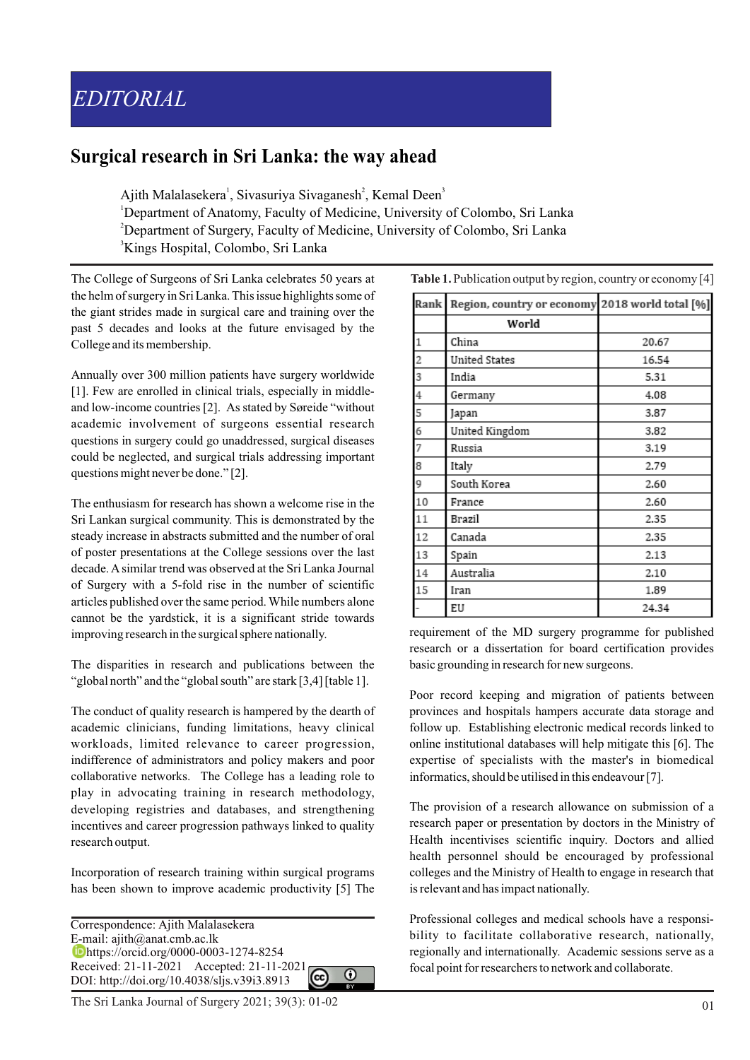EDITORIAL

# Surgical research in Sri Lanka: the way ahead

Ajith Malalasekera[1], Sivasuriya Sivaganesh[2], Kemal Deen[3]

[1]Department of Anatomy, Faculty of Medicine, University of Colombo, Sri Lanka
[2]Department of Surgery, Faculty of Medicine, University of Colombo, Sri Lanka
[3]Kings Hospital, Colombo, Sri Lanka

The College of Surgeons of Sri Lanka celebrates 50 years at the helm of surgery in Sri Lanka. This issue highlights some of the giant strides made in surgical care and training over the past 5 decades and looks at the future envisaged by the College and its membership.

Annually over 300 million patients have surgery worldwide [1]. Few are enrolled in clinical trials, especially in middle- and low-income countries [2]. As stated by Søreide "without academic involvement of surgeons essential research questions in surgery could go unaddressed, surgical diseases could be neglected, and surgical trials addressing important questions might never be done." [2].

The enthusiasm for research has shown a welcome rise in the Sri Lankan surgical community. This is demonstrated by the steady increase in abstracts submitted and the number of oral of poster presentations at the College sessions over the last decade. A similar trend was observed at the Sri Lanka Journal of Surgery with a 5-fold rise in the number of scientific articles published over the same period. While numbers alone cannot be the yardstick, it is a significant stride towards improving research in the surgical sphere nationally.

The disparities in research and publications between the "global north" and the "global south" are stark [3,4] [table 1].

**Table 1.** Publication output by region, country or economy [4]

| Rank | Region, country or economy | 2018 world total [%] |
|---|---|---|
| | World | |
| 1 | China | 20.67 |
| 2 | United States | 16.54 |
| 3 | India | 5.31 |
| 4 | Germany | 4.08 |
| 5 | Japan | 3.87 |
| 6 | United Kingdom | 3.82 |
| 7 | Russia | 3.19 |
| 8 | Italy | 2.79 |
| 9 | South Korea | 2.60 |
| 10 | France | 2.60 |
| 11 | Brazil | 2.35 |
| 12 | Canada | 2.35 |
| 13 | Spain | 2.13 |
| 14 | Australia | 2.10 |
| 15 | Iran | 1.89 |
| - | EU | 24.34 |

The conduct of quality research is hampered by the dearth of academic clinicians, funding limitations, heavy clinical workloads, limited relevance to career progression, indifference of administrators and policy makers and poor collaborative networks. The College has a leading role to play in advocating training in research methodology, developing registries and databases, and strengthening incentives and career progression pathways linked to quality research output.

Incorporation of research training within surgical programs has been shown to improve academic productivity [5] The requirement of the MD surgery programme for published research or a dissertation for board certification provides basic grounding in research for new surgeons.

Poor record keeping and migration of patients between provinces and hospitals hampers accurate data storage and follow up. Establishing electronic medical records linked to online institutional databases will help mitigate this [6]. The expertise of specialists with the master's in biomedical informatics, should be utilised in this endeavour [7].

The provision of a research allowance on submission of a research paper or presentation by doctors in the Ministry of Health incentivises scientific inquiry. Doctors and allied health personnel should be encouraged by professional colleges and the Ministry of Health to engage in research that is relevant and has impact nationally.

Professional colleges and medical schools have a responsibility to facilitate collaborative research, nationally, regionally and internationally. Academic sessions serve as a focal point for researchers to network and collaborate.

Correspondence: Ajith Malalasekera
E-mail: ajith@anat.cmb.ac.lk
https://orcid.org/0000-0003-1274-8254
Received: 21-11-2021 Accepted: 21-11-2021
DOI: http://doi.org/10.4038/sljs.v39i3.8913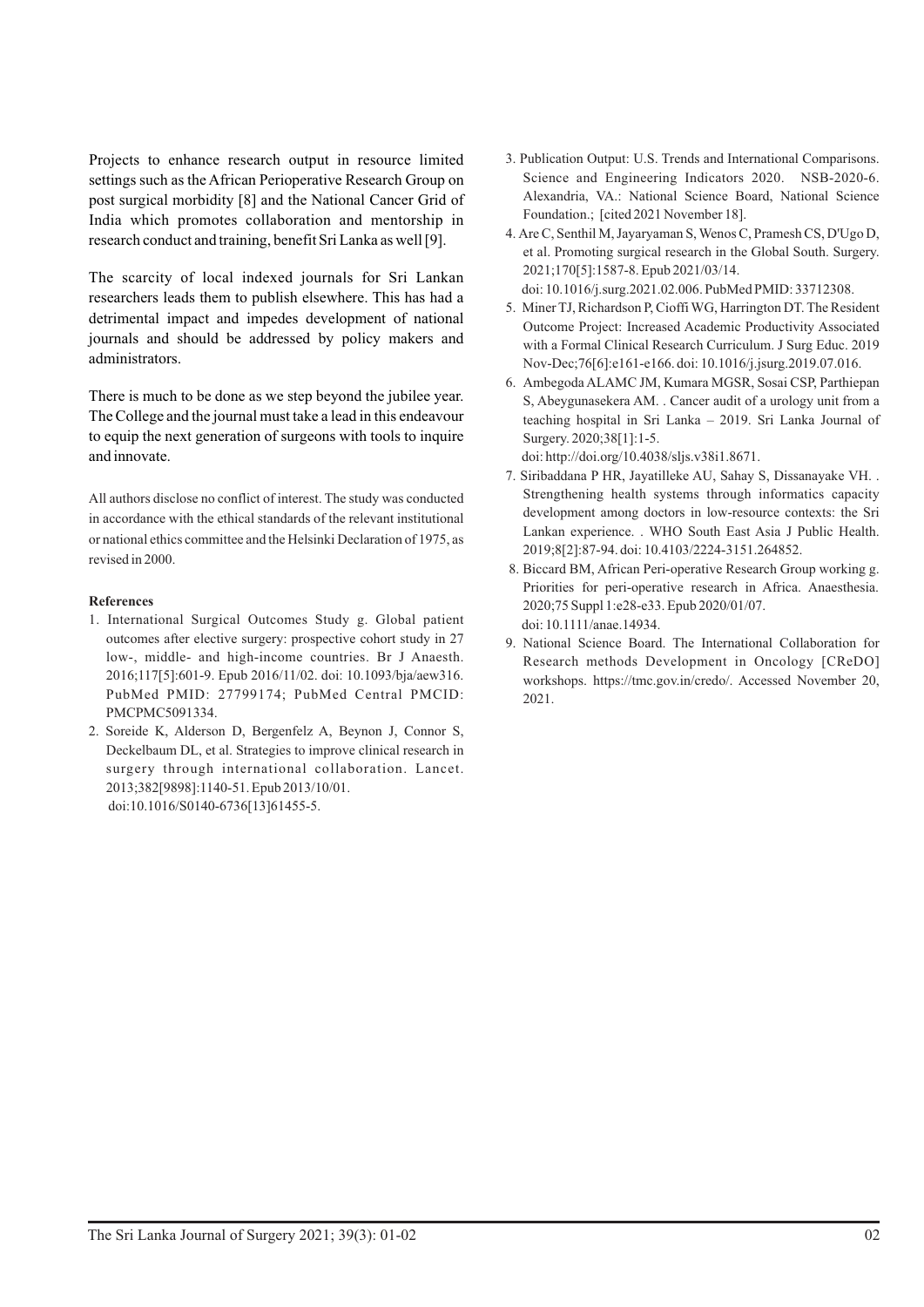Projects to enhance research output in resource limited settings such as the African Perioperative Research Group on post surgical morbidity [8] and the National Cancer Grid of India which promotes collaboration and mentorship in research conduct and training, benefit Sri Lanka as well [9].

The scarcity of local indexed journals for Sri Lankan researchers leads them to publish elsewhere. This has had a detrimental impact and impedes development of national journals and should be addressed by policy makers and administrators.

There is much to be done as we step beyond the jubilee year. The College and the journal must take a lead in this endeavour to equip the next generation of surgeons with tools to inquire and innovate.

All authors disclose no conflict of interest. The study was conducted in accordance with the ethical standards of the relevant institutional or national ethics committee and the Helsinki Declaration of 1975, as revised in 2000.

**References**

1. International Surgical Outcomes Study g. Global patient outcomes after elective surgery: prospective cohort study in 27 low-, middle- and high-income countries. Br J Anaesth. 2016;117[5]:601-9. Epub 2016/11/02. doi: 10.1093/bja/aew316. PubMed PMID: 27799174; PubMed Central PMCID: PMCPMC5091334.
2. Soreide K, Alderson D, Bergenfelz A, Beynon J, Connor S, Deckelbaum DL, et al. Strategies to improve clinical research in surgery through international collaboration. Lancet. 2013;382[9898]:1140-51. Epub 2013/10/01. doi:10.1016/S0140-6736[13]61455-5.
3. Publication Output: U.S. Trends and International Comparisons. Science and Engineering Indicators 2020. NSB-2020-6. Alexandria, VA.: National Science Board, National Science Foundation.; [cited 2021 November 18].
4. Are C, Senthil M, Jayaryaman S, Wenos C, Pramesh CS, D'Ugo D, et al. Promoting surgical research in the Global South. Surgery. 2021;170[5]:1587-8. Epub 2021/03/14. doi: 10.1016/j.surg.2021.02.006. PubMed PMID: 33712308.
5. Miner TJ, Richardson P, Cioffi WG, Harrington DT. The Resident Outcome Project: Increased Academic Productivity Associated with a Formal Clinical Research Curriculum. J Surg Educ. 2019 Nov-Dec;76[6]:e161-e166. doi: 10.1016/j.jsurg.2019.07.016.
6. Ambegoda ALAMC JM, Kumara MGSR, Sosai CSP, Parthiepan S, Abeygunasekera AM. . Cancer audit of a urology unit from a teaching hospital in Sri Lanka – 2019. Sri Lanka Journal of Surgery. 2020;38[1]:1-5. doi: http://doi.org/10.4038/sljs.v38i1.8671.
7. Siribaddana P HR, Jayatilleke AU, Sahay S, Dissanayake VH. . Strengthening health systems through informatics capacity development among doctors in low-resource contexts: the Sri Lankan experience. . WHO South East Asia J Public Health. 2019;8[2]:87-94. doi: 10.4103/2224-3151.264852.
8. Biccard BM, African Peri-operative Research Group working g. Priorities for peri-operative research in Africa. Anaesthesia. 2020;75 Suppl 1:e28-e33. Epub 2020/01/07. doi: 10.1111/anae.14934.
9. National Science Board. The International Collaboration for Research methods Development in Oncology [CReDO] workshops. https://tmc.gov.in/credo/. Accessed November 20, 2021.